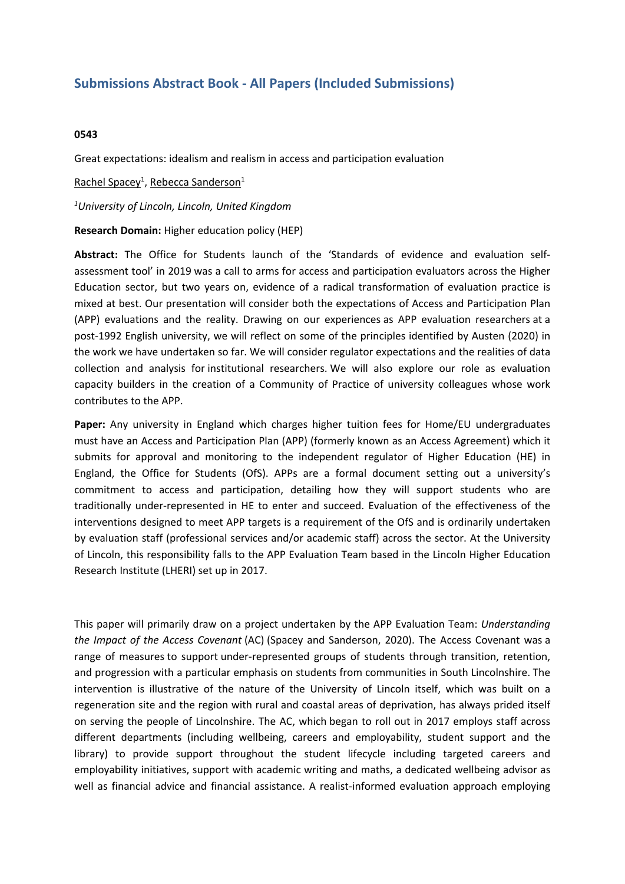# Submissions Abstract Book - All Papers (Included Submissions)

**0543**

Great expectations: idealism and realism in access and participation evaluation

Rachel Spacey[1], Rebecca Sanderson[1]

*[1]University of Lincoln, Lincoln, United Kingdom*

**Research Domain:** Higher education policy (HEP)

**Abstract:** The Office for Students launch of the 'Standards of evidence and evaluation self-assessment tool' in 2019 was a call to arms for access and participation evaluators across the Higher Education sector, but two years on, evidence of a radical transformation of evaluation practice is mixed at best. Our presentation will consider both the expectations of Access and Participation Plan (APP) evaluations and the reality. Drawing on our experiences as APP evaluation researchers at a post-1992 English university, we will reflect on some of the principles identified by Austen (2020) in the work we have undertaken so far. We will consider regulator expectations and the realities of data collection and analysis for institutional researchers. We will also explore our role as evaluation capacity builders in the creation of a Community of Practice of university colleagues whose work contributes to the APP.

**Paper:** Any university in England which charges higher tuition fees for Home/EU undergraduates must have an Access and Participation Plan (APP) (formerly known as an Access Agreement) which it submits for approval and monitoring to the independent regulator of Higher Education (HE) in England, the Office for Students (OfS). APPs are a formal document setting out a university's commitment to access and participation, detailing how they will support students who are traditionally under-represented in HE to enter and succeed. Evaluation of the effectiveness of the interventions designed to meet APP targets is a requirement of the OfS and is ordinarily undertaken by evaluation staff (professional services and/or academic staff) across the sector. At the University of Lincoln, this responsibility falls to the APP Evaluation Team based in the Lincoln Higher Education Research Institute (LHERI) set up in 2017.

This paper will primarily draw on a project undertaken by the APP Evaluation Team: *Understanding the Impact of the Access Covenant* (AC) (Spacey and Sanderson, 2020). The Access Covenant was a range of measures to support under-represented groups of students through transition, retention, and progression with a particular emphasis on students from communities in South Lincolnshire. The intervention is illustrative of the nature of the University of Lincoln itself, which was built on a regeneration site and the region with rural and coastal areas of deprivation, has always prided itself on serving the people of Lincolnshire. The AC, which began to roll out in 2017 employs staff across different departments (including wellbeing, careers and employability, student support and the library) to provide support throughout the student lifecycle including targeted careers and employability initiatives, support with academic writing and maths, a dedicated wellbeing advisor as well as financial advice and financial assistance. A realist-informed evaluation approach employing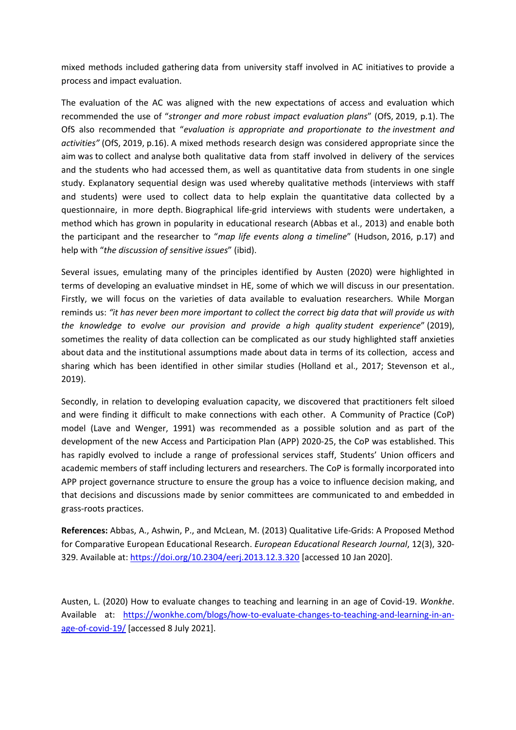mixed methods included gathering data from university staff involved in AC initiatives to provide a process and impact evaluation.

The evaluation of the AC was aligned with the new expectations of access and evaluation which recommended the use of "*stronger and more robust impact evaluation plans*" (OfS, 2019, p.1). The OfS also recommended that "*evaluation is appropriate and proportionate to the investment and activities"* (OfS, 2019, p.16). A mixed methods research design was considered appropriate since the aim was to collect and analyse both qualitative data from staff involved in delivery of the services and the students who had accessed them, as well as quantitative data from students in one single study. Explanatory sequential design was used whereby qualitative methods (interviews with staff and students) were used to collect data to help explain the quantitative data collected by a questionnaire, in more depth. Biographical life-grid interviews with students were undertaken, a method which has grown in popularity in educational research (Abbas et al., 2013) and enable both the participant and the researcher to "*map life events along a timeline*" (Hudson, 2016, p.17) and help with "*the discussion of sensitive issues*" (ibid).

Several issues, emulating many of the principles identified by Austen (2020) were highlighted in terms of developing an evaluative mindset in HE, some of which we will discuss in our presentation. Firstly, we will focus on the varieties of data available to evaluation researchers. While Morgan reminds us: *"it has never been more important to collect the correct big data that will provide us with the knowledge to evolve our provision and provide a high quality student experience*" (2019), sometimes the reality of data collection can be complicated as our study highlighted staff anxieties about data and the institutional assumptions made about data in terms of its collection, access and sharing which has been identified in other similar studies (Holland et al., 2017; Stevenson et al., 2019).

Secondly, in relation to developing evaluation capacity, we discovered that practitioners felt siloed and were finding it difficult to make connections with each other. A Community of Practice (CoP) model (Lave and Wenger, 1991) was recommended as a possible solution and as part of the development of the new Access and Participation Plan (APP) 2020-25, the CoP was established. This has rapidly evolved to include a range of professional services staff, Students' Union officers and academic members of staff including lecturers and researchers. The CoP is formally incorporated into APP project governance structure to ensure the group has a voice to influence decision making, and that decisions and discussions made by senior committees are communicated to and embedded in grass-roots practices.

**References:** Abbas, A., Ashwin, P., and McLean, M. (2013) Qualitative Life-Grids: A Proposed Method for Comparative European Educational Research. *European Educational Research Journal*, 12(3), 320-329. Available at: https://doi.org/10.2304/eerj.2013.12.3.320 [accessed 10 Jan 2020].

Austen, L. (2020) How to evaluate changes to teaching and learning in an age of Covid-19. *Wonkhe*. Available at: https://wonkhe.com/blogs/how-to-evaluate-changes-to-teaching-and-learning-in-an-age-of-covid-19/ [accessed 8 July 2021].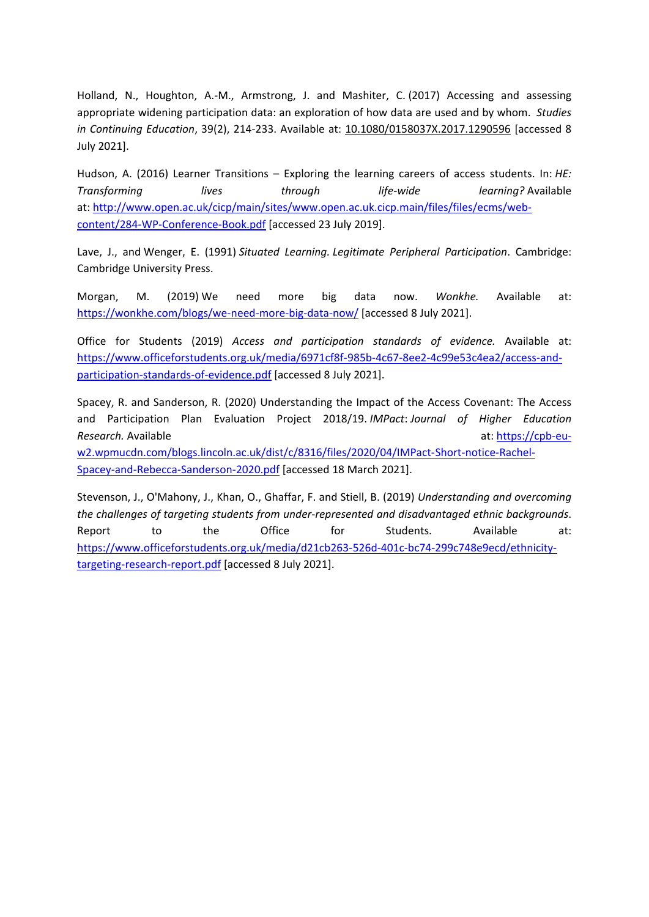Holland, N., Houghton, A.-M., Armstrong, J. and Mashiter, C. (2017) Accessing and assessing appropriate widening participation data: an exploration of how data are used and by whom. *Studies in Continuing Education*, 39(2), 214-233. Available at: [10.1080/0158037X.2017.1290596](10.1080/0158037X.2017.1290596) [accessed 8 July 2021].

Hudson, A. (2016) Learner Transitions – Exploring the learning careers of access students. In: *HE: Transforming lives through life-wide learning?* Available at: [http://www.open.ac.uk/cicp/main/sites/www.open.ac.uk.cicp.main/files/files/ecms/web-content/284-WP-Conference-Book.pdf](http://www.open.ac.uk/cicp/main/sites/www.open.ac.uk.cicp.main/files/files/ecms/web-content/284-WP-Conference-Book.pdf) [accessed 23 July 2019].

Lave, J., and Wenger, E. (1991) *Situated Learning. Legitimate Peripheral Participation*. Cambridge: Cambridge University Press.

Morgan, M. (2019) We need more big data now. *Wonkhe.* Available at: [https://wonkhe.com/blogs/we-need-more-big-data-now/](https://wonkhe.com/blogs/we-need-more-big-data-now/) [accessed 8 July 2021].

Office for Students (2019) *Access and participation standards of evidence.* Available at: [https://www.officeforstudents.org.uk/media/6971cf8f-985b-4c67-8ee2-4c99e53c4ea2/access-and-participation-standards-of-evidence.pdf](https://www.officeforstudents.org.uk/media/6971cf8f-985b-4c67-8ee2-4c99e53c4ea2/access-and-participation-standards-of-evidence.pdf) [accessed 8 July 2021].

Spacey, R. and Sanderson, R. (2020) Understanding the Impact of the Access Covenant: The Access and Participation Plan Evaluation Project 2018/19. *IMPact*: *Journal of Higher Education Research.* Available at: [https://cpb-eu-w2.wpmucdn.com/blogs.lincoln.ac.uk/dist/c/8316/files/2020/04/IMPact-Short-notice-Rachel-Spacey-and-Rebecca-Sanderson-2020.pdf](https://cpb-eu-w2.wpmucdn.com/blogs.lincoln.ac.uk/dist/c/8316/files/2020/04/IMPact-Short-notice-Rachel-Spacey-and-Rebecca-Sanderson-2020.pdf) [accessed 18 March 2021].

Stevenson, J., O'Mahony, J., Khan, O., Ghaffar, F. and Stiell, B. (2019) *Understanding and overcoming the challenges of targeting students from under-represented and disadvantaged ethnic backgrounds*. Report to the Office for Students. Available at: [https://www.officeforstudents.org.uk/media/d21cb263-526d-401c-bc74-299c748e9ecd/ethnicity-targeting-research-report.pdf](https://www.officeforstudents.org.uk/media/d21cb263-526d-401c-bc74-299c748e9ecd/ethnicity-targeting-research-report.pdf) [accessed 8 July 2021].